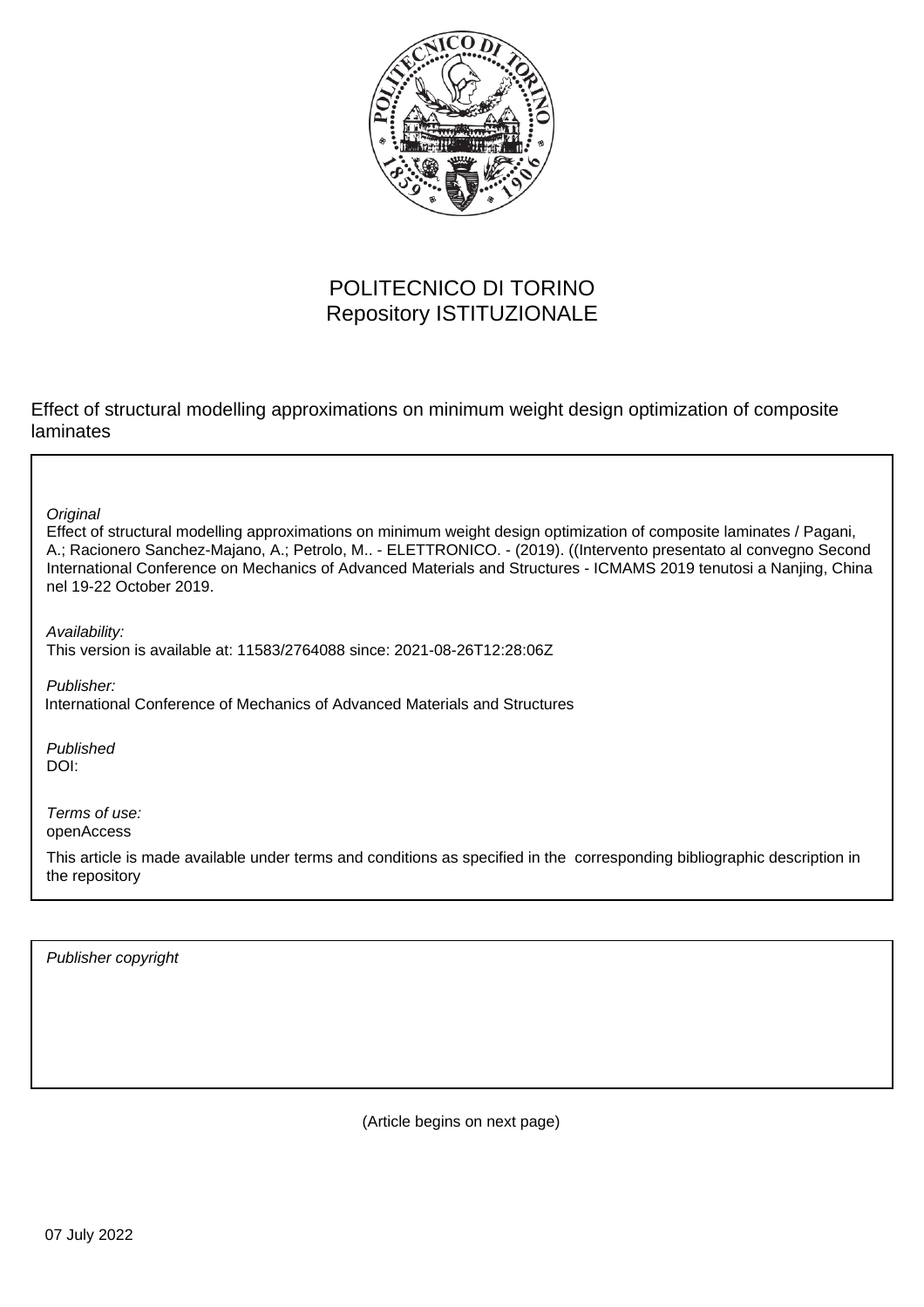POLITECNICO DI TORINO
Repository ISTITUZIONALE

Effect of structural modelling approximations on minimum weight design optimization of composite laminates

*Original*
Effect of structural modelling approximations on minimum weight design optimization of composite laminates / Pagani, A.; Racionero Sanchez-Majano, A.; Petrolo, M.. - ELETTRONICO. - (2019). ((Intervento presentato al convegno Second International Conference on Mechanics of Advanced Materials and Structures - ICMAMS 2019 tenutosi a Nanjing, China nel 19-22 October 2019.

*Availability:*
This version is available at: 11583/2764088 since: 2021-08-26T12:28:06Z

*Publisher:*
International Conference of Mechanics of Advanced Materials and Structures

*Published*
DOI:

*Terms of use:*
openAccess

This article is made available under terms and conditions as specified in the corresponding bibliographic description in the repository

*Publisher copyright*

(Article begins on next page)

07 July 2022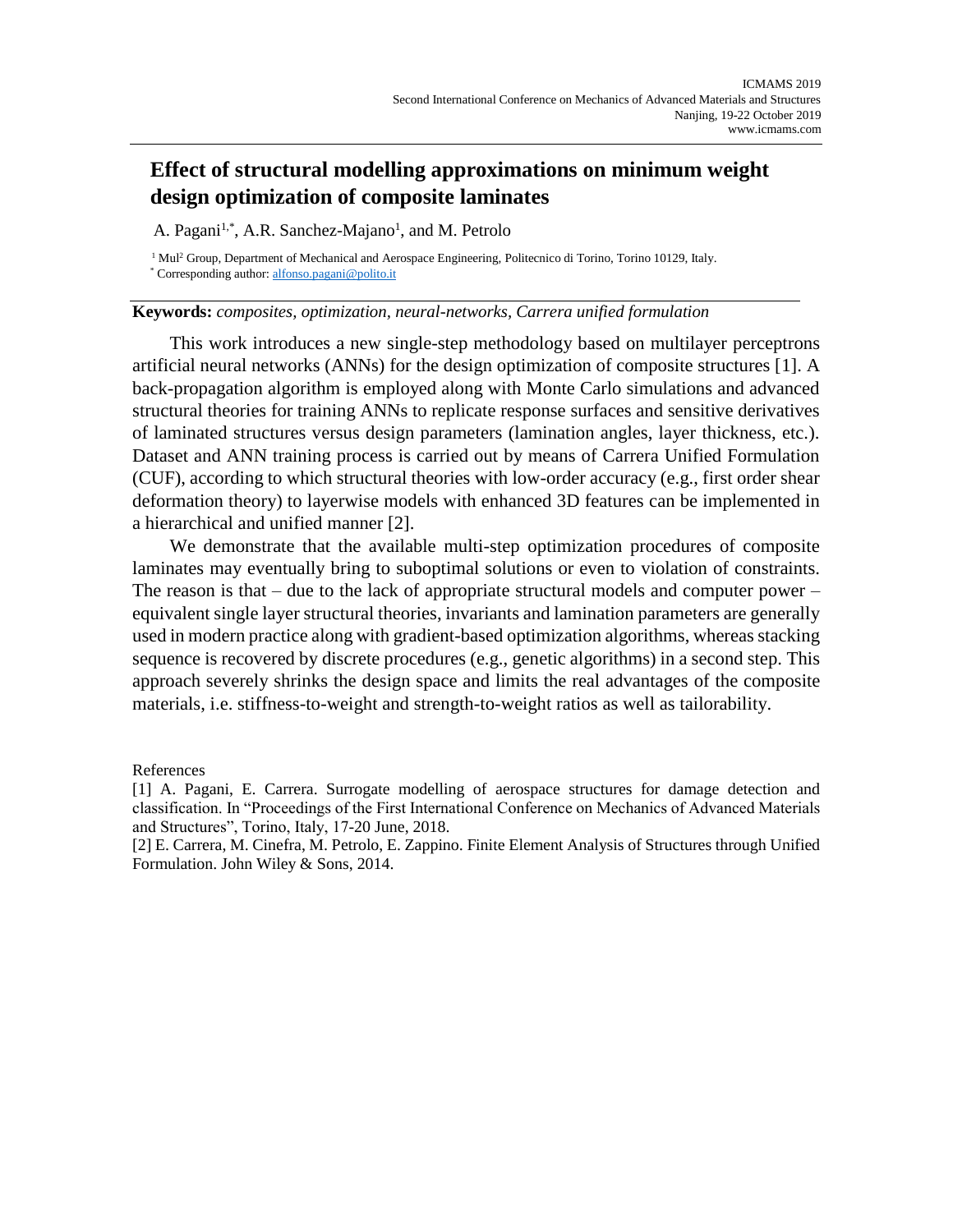# Effect of structural modelling approximations on minimum weight design optimization of composite laminates

A. Pagani[1,*], A.R. Sanchez-Majano[1], and M. Petrolo

[1] Mul² Group, Department of Mechanical and Aerospace Engineering, Politecnico di Torino, Torino 10129, Italy.
[*] Corresponding author: alfonso.pagani@polito.it

**Keywords:** *composites, optimization, neural-networks, Carrera unified formulation*

This work introduces a new single-step methodology based on multilayer perceptrons artificial neural networks (ANNs) for the design optimization of composite structures [1]. A back-propagation algorithm is employed along with Monte Carlo simulations and advanced structural theories for training ANNs to replicate response surfaces and sensitive derivatives of laminated structures versus design parameters (lamination angles, layer thickness, etc.). Dataset and ANN training process is carried out by means of Carrera Unified Formulation (CUF), according to which structural theories with low-order accuracy (e.g., first order shear deformation theory) to layerwise models with enhanced 3D features can be implemented in a hierarchical and unified manner [2].

We demonstrate that the available multi-step optimization procedures of composite laminates may eventually bring to suboptimal solutions or even to violation of constraints. The reason is that – due to the lack of appropriate structural models and computer power – equivalent single layer structural theories, invariants and lamination parameters are generally used in modern practice along with gradient-based optimization algorithms, whereas stacking sequence is recovered by discrete procedures (e.g., genetic algorithms) in a second step. This approach severely shrinks the design space and limits the real advantages of the composite materials, i.e. stiffness-to-weight and strength-to-weight ratios as well as tailorability.

References

[1] A. Pagani, E. Carrera. Surrogate modelling of aerospace structures for damage detection and classification. In "Proceedings of the First International Conference on Mechanics of Advanced Materials and Structures", Torino, Italy, 17-20 June, 2018.

[2] E. Carrera, M. Cinefra, M. Petrolo, E. Zappino. Finite Element Analysis of Structures through Unified Formulation. John Wiley & Sons, 2014.